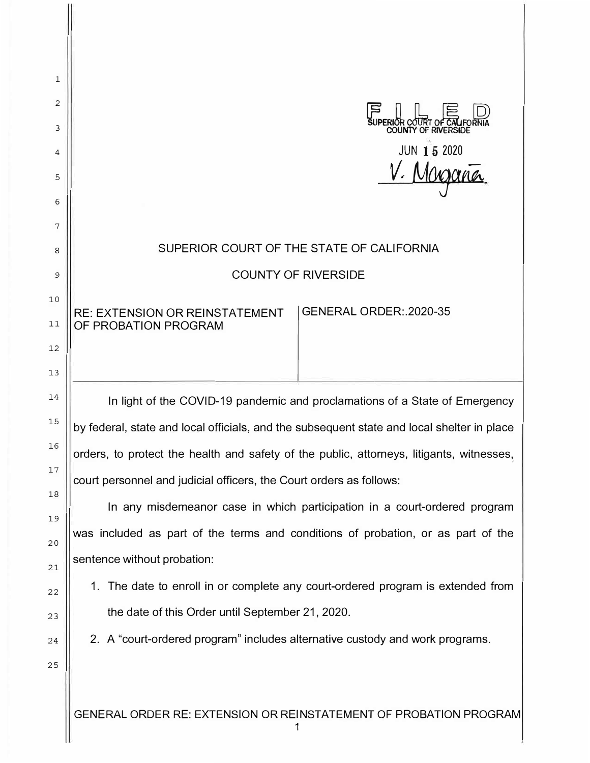FILED
SUPERIOR COURT OF CALIFORNIA
COUNTY OF RIVERSIDE

JUN 15 2020

V. Magaña

# SUPERIOR COURT OF THE STATE OF CALIFORNIA

## COUNTY OF RIVERSIDE

| RE: EXTENSION OR REINSTATEMENT OF PROBATION PROGRAM | GENERAL ORDER:.2020-35 |
| --- | --- |

In light of the COVID-19 pandemic and proclamations of a State of Emergency by federal, state and local officials, and the subsequent state and local shelter in place orders, to protect the health and safety of the public, attorneys, litigants, witnesses, court personnel and judicial officers, the Court orders as follows:

In any misdemeanor case in which participation in a court-ordered program was included as part of the terms and conditions of probation, or as part of the sentence without probation:

1. The date to enroll in or complete any court-ordered program is extended from the date of this Order until September 21, 2020.
2. A "court-ordered program" includes alternative custody and work programs.

GENERAL ORDER RE: EXTENSION OR REINSTATEMENT OF PROBATION PROGRAM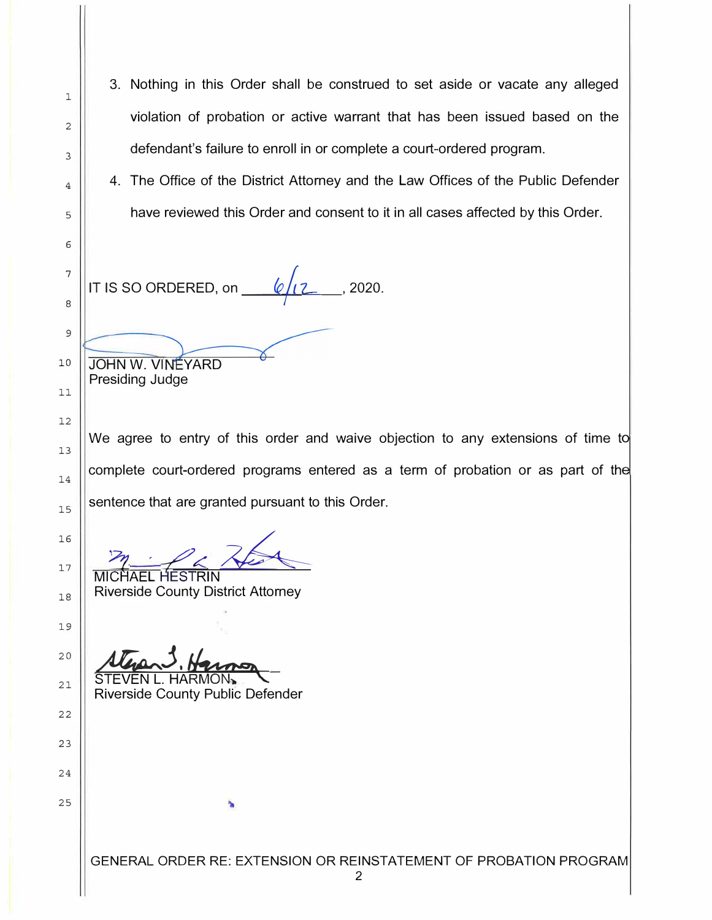3. Nothing in this Order shall be construed to set aside or vacate any alleged violation of probation or active warrant that has been issued based on the defendant's failure to enroll in or complete a court-ordered program.
4. The Office of the District Attorney and the Law Offices of the Public Defender have reviewed this Order and consent to it in all cases affected by this Order.

IT IS SO ORDERED, on 6/12, 2020.

JOHN W. VINEYARD
Presiding Judge

We agree to entry of this order and waive objection to any extensions of time to complete court-ordered programs entered as a term of probation or as part of the sentence that are granted pursuant to this Order.

MICHAEL HESTRIN
Riverside County District Attorney

STEVEN L. HARMON
Riverside County Public Defender

GENERAL ORDER RE: EXTENSION OR REINSTATEMENT OF PROBATION PROGRAM